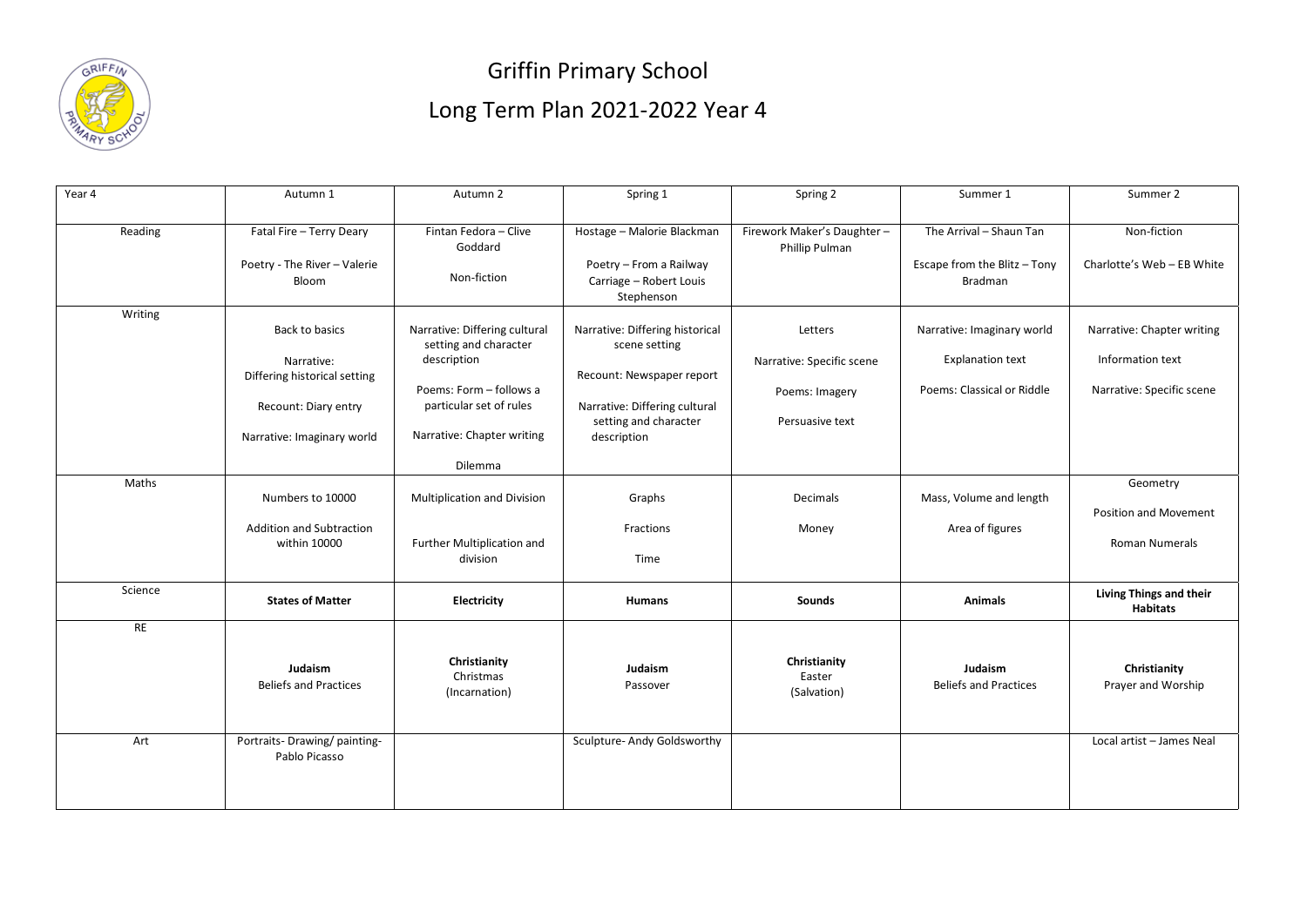# Griffin Primary School

## Long Term Plan 2021-2022 Year 4

| Year 4 | Autumn 1 | Autumn 2 | Spring 1 | Spring 2 | Summer 1 | Summer 2 |
|---|---|---|---|---|---|---|
| Reading | Fatal Fire – Terry Deary<br><br>Poetry - The River – Valerie Bloom | Fintan Fedora – Clive Goddard<br><br>Non-fiction | Hostage – Malorie Blackman<br><br>Poetry – From a Railway Carriage – Robert Louis Stephenson | Firework Maker's Daughter – Phillip Pulman | The Arrival – Shaun Tan<br><br>Escape from the Blitz – Tony Bradman | Non-fiction<br><br>Charlotte's Web – EB White |
| Writing | Back to basics<br><br>Narrative: Differing historical setting<br><br>Recount: Diary entry<br><br>Narrative: Imaginary world | Narrative: Differing cultural setting and character description<br><br>Poems: Form – follows a particular set of rules<br><br>Narrative: Chapter writing<br><br>Dilemma | Narrative: Differing historical scene setting<br><br>Recount: Newspaper report<br><br>Narrative: Differing cultural setting and character description | Letters<br><br>Narrative: Specific scene<br><br>Poems: Imagery<br><br>Persuasive text | Narrative: Imaginary world<br><br>Explanation text<br><br>Poems: Classical or Riddle | Narrative: Chapter writing<br><br>Information text<br><br>Narrative: Specific scene |
| Maths | Numbers to 10000<br><br>Addition and Subtraction within 10000 | Multiplication and Division<br><br>Further Multiplication and division | Graphs<br><br>Fractions<br><br>Time | Decimals<br><br>Money | Mass, Volume and length<br><br>Area of figures | Geometry<br><br>Position and Movement<br><br>Roman Numerals |
| Science | **States of Matter** | **Electricity** | **Humans** | **Sounds** | **Animals** | **Living Things and their Habitats** |
| RE | **Judaism**<br>Beliefs and Practices | **Christianity**<br>Christmas<br>(Incarnation) | **Judaism**<br>Passover | **Christianity**<br>Easter<br>(Salvation) | **Judaism**<br>Beliefs and Practices | **Christianity**<br>Prayer and Worship |
| Art | Portraits- Drawing/ painting- Pablo Picasso | | Sculpture- Andy Goldsworthy | | | Local artist – James Neal |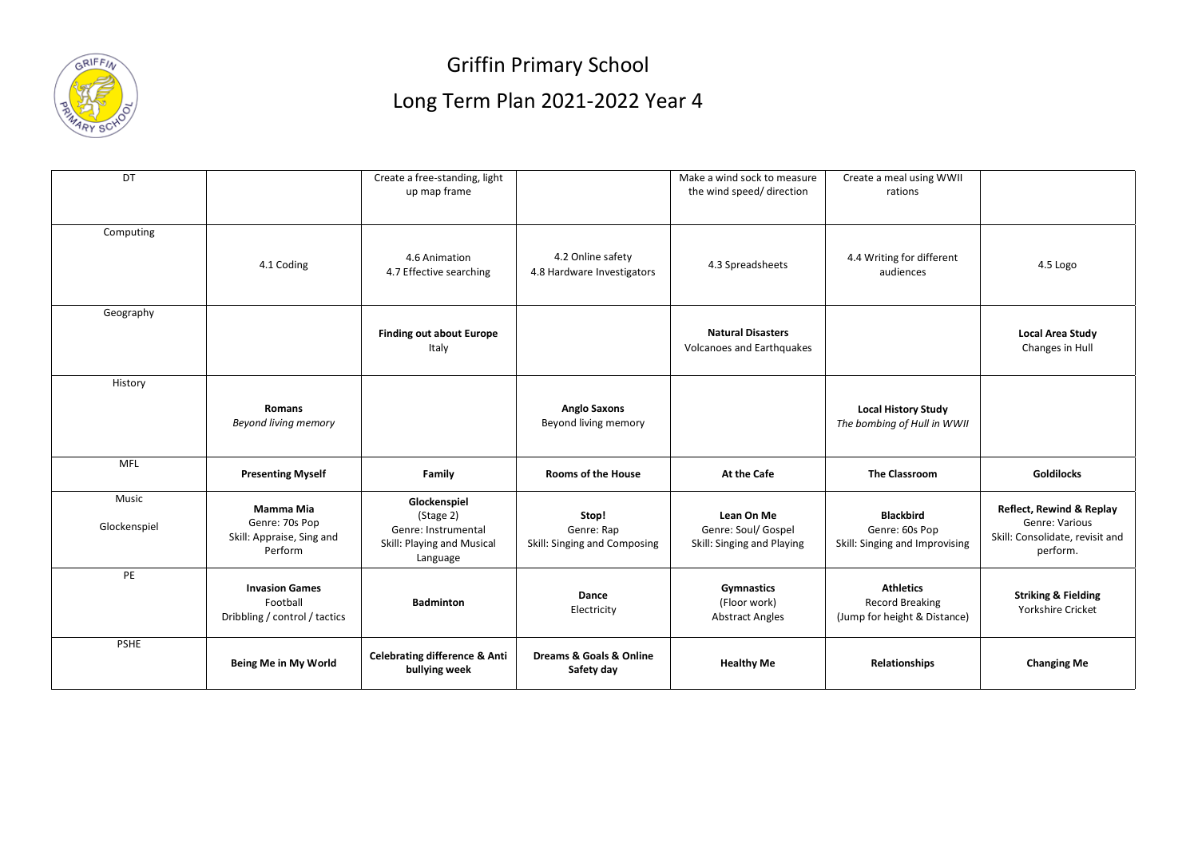# Griffin Primary School

## Long Term Plan 2021-2022 Year 4

| | | | | | | |
|---|---|---|---|---|---|---|
| DT | | Create a free-standing, light up map frame | | Make a wind sock to measure the wind speed/ direction | Create a meal using WWII rations | |
| Computing | 4.1 Coding | 4.6 Animation<br>4.7 Effective searching | 4.2 Online safety<br>4.8 Hardware Investigators | 4.3 Spreadsheets | 4.4 Writing for different audiences | 4.5 Logo |
| Geography | | **Finding out about Europe**<br>Italy | | **Natural Disasters**<br>Volcanoes and Earthquakes | | **Local Area Study**<br>Changes in Hull |
| History | **Romans**<br>*Beyond living memory* | | **Anglo Saxons**<br>Beyond living memory | | **Local History Study**<br>*The bombing of Hull in WWII* | |
| MFL | **Presenting Myself** | **Family** | **Rooms of the House** | **At the Cafe** | **The Classroom** | **Goldilocks** |
| Music<br><br>Glockenspiel | **Mamma Mia**<br>Genre: 70s Pop<br>Skill: Appraise, Sing and Perform | **Glockenspiel**<br>(Stage 2)<br>Genre: Instrumental<br>Skill: Playing and Musical Language | **Stop!**<br>Genre: Rap<br>Skill: Singing and Composing | **Lean On Me**<br>Genre: Soul/ Gospel<br>Skill: Singing and Playing | **Blackbird**<br>Genre: 60s Pop<br>Skill: Singing and Improvising | **Reflect, Rewind & Replay**<br>Genre: Various<br>Skill: Consolidate, revisit and perform. |
| PE | **Invasion Games**<br>Football<br>Dribbling / control / tactics | **Badminton** | **Dance**<br>Electricity | **Gymnastics**<br>(Floor work)<br>Abstract Angles | **Athletics**<br>Record Breaking<br>(Jump for height & Distance) | **Striking & Fielding**<br>Yorkshire Cricket |
| PSHE | **Being Me in My World** | **Celebrating difference & Anti bullying week** | **Dreams & Goals & Online Safety day** | **Healthy Me** | **Relationships** | **Changing Me** |